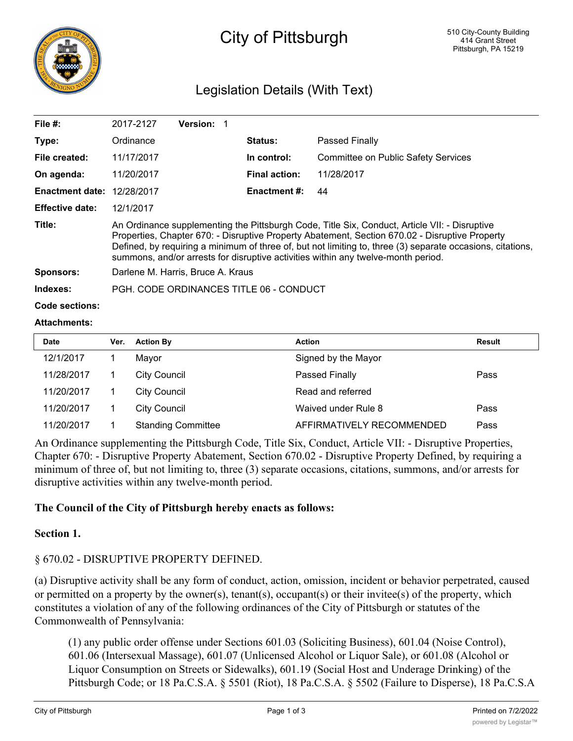# City of Pittsburgh

510 City-County Building
414 Grant Street
Pittsburgh, PA 15219

## Legislation Details (With Text)

| | | | |
|---|---|---|---|
| **File #:** | 2017-2127 **Version:** 1 | | |
| **Type:** | Ordinance | **Status:** | Passed Finally |
| **File created:** | 11/17/2017 | **In control:** | Committee on Public Safety Services |
| **On agenda:** | 11/20/2017 | **Final action:** | 11/28/2017 |
| **Enactment date:** | 12/28/2017 | **Enactment #:** | 44 |
| **Effective date:** | 12/1/2017 | | |

**Title:** An Ordinance supplementing the Pittsburgh Code, Title Six, Conduct, Article VII: - Disruptive Properties, Chapter 670: - Disruptive Property Abatement, Section 670.02 - Disruptive Property Defined, by requiring a minimum of three of, but not limiting to, three (3) separate occasions, citations, summons, and/or arrests for disruptive activities within any twelve-month period.

**Sponsors:** Darlene M. Harris, Bruce A. Kraus

**Indexes:** PGH. CODE ORDINANCES TITLE 06 - CONDUCT

**Code sections:**

**Attachments:**

| Date | Ver. | Action By | Action | Result |
|---|---|---|---|---|
| 12/1/2017 | 1 | Mayor | Signed by the Mayor | |
| 11/28/2017 | 1 | City Council | Passed Finally | Pass |
| 11/20/2017 | 1 | City Council | Read and referred | |
| 11/20/2017 | 1 | City Council | Waived under Rule 8 | Pass |
| 11/20/2017 | 1 | Standing Committee | AFFIRMATIVELY RECOMMENDED | Pass |

An Ordinance supplementing the Pittsburgh Code, Title Six, Conduct, Article VII: - Disruptive Properties, Chapter 670: - Disruptive Property Abatement, Section 670.02 - Disruptive Property Defined, by requiring a minimum of three of, but not limiting to, three (3) separate occasions, citations, summons, and/or arrests for disruptive activities within any twelve-month period.

**The Council of the City of Pittsburgh hereby enacts as follows:**

**Section 1.**

§ 670.02 - DISRUPTIVE PROPERTY DEFINED.

(a) Disruptive activity shall be any form of conduct, action, omission, incident or behavior perpetrated, caused or permitted on a property by the owner(s), tenant(s), occupant(s) or their invitee(s) of the property, which constitutes a violation of any of the following ordinances of the City of Pittsburgh or statutes of the Commonwealth of Pennsylvania:

> (1) any public order offense under Sections 601.03 (Soliciting Business), 601.04 (Noise Control), 601.06 (Intersexual Massage), 601.07 (Unlicensed Alcohol or Liquor Sale), or 601.08 (Alcohol or Liquor Consumption on Streets or Sidewalks), 601.19 (Social Host and Underage Drinking) of the Pittsburgh Code; or 18 Pa.C.S.A. § 5501 (Riot), 18 Pa.C.S.A. § 5502 (Failure to Disperse), 18 Pa.C.S.A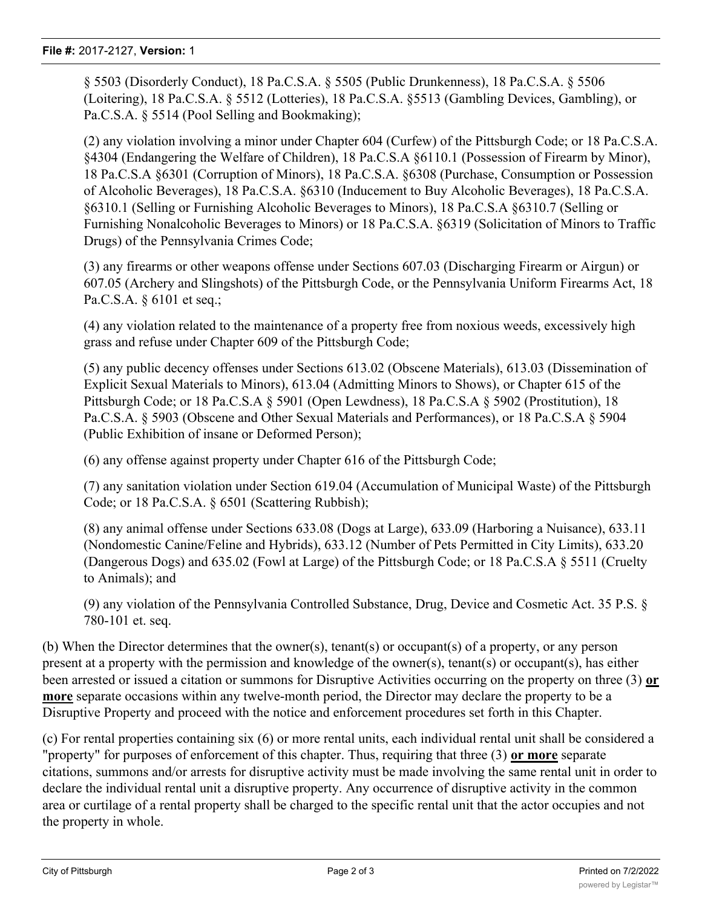§ 5503 (Disorderly Conduct), 18 Pa.C.S.A. § 5505 (Public Drunkenness), 18 Pa.C.S.A. § 5506 (Loitering), 18 Pa.C.S.A. § 5512 (Lotteries), 18 Pa.C.S.A. §5513 (Gambling Devices, Gambling), or Pa.C.S.A. § 5514 (Pool Selling and Bookmaking);

(2) any violation involving a minor under Chapter 604 (Curfew) of the Pittsburgh Code; or 18 Pa.C.S.A. §4304 (Endangering the Welfare of Children), 18 Pa.C.S.A §6110.1 (Possession of Firearm by Minor), 18 Pa.C.S.A §6301 (Corruption of Minors), 18 Pa.C.S.A. §6308 (Purchase, Consumption or Possession of Alcoholic Beverages), 18 Pa.C.S.A. §6310 (Inducement to Buy Alcoholic Beverages), 18 Pa.C.S.A. §6310.1 (Selling or Furnishing Alcoholic Beverages to Minors), 18 Pa.C.S.A §6310.7 (Selling or Furnishing Nonalcoholic Beverages to Minors) or 18 Pa.C.S.A. §6319 (Solicitation of Minors to Traffic Drugs) of the Pennsylvania Crimes Code;

(3) any firearms or other weapons offense under Sections 607.03 (Discharging Firearm or Airgun) or 607.05 (Archery and Slingshots) of the Pittsburgh Code, or the Pennsylvania Uniform Firearms Act, 18 Pa.C.S.A. § 6101 et seq.;

(4) any violation related to the maintenance of a property free from noxious weeds, excessively high grass and refuse under Chapter 609 of the Pittsburgh Code;

(5) any public decency offenses under Sections 613.02 (Obscene Materials), 613.03 (Dissemination of Explicit Sexual Materials to Minors), 613.04 (Admitting Minors to Shows), or Chapter 615 of the Pittsburgh Code; or 18 Pa.C.S.A § 5901 (Open Lewdness), 18 Pa.C.S.A § 5902 (Prostitution), 18 Pa.C.S.A. § 5903 (Obscene and Other Sexual Materials and Performances), or 18 Pa.C.S.A § 5904 (Public Exhibition of insane or Deformed Person);

(6) any offense against property under Chapter 616 of the Pittsburgh Code;

(7) any sanitation violation under Section 619.04 (Accumulation of Municipal Waste) of the Pittsburgh Code; or 18 Pa.C.S.A. § 6501 (Scattering Rubbish);

(8) any animal offense under Sections 633.08 (Dogs at Large), 633.09 (Harboring a Nuisance), 633.11 (Nondomestic Canine/Feline and Hybrids), 633.12 (Number of Pets Permitted in City Limits), 633.20 (Dangerous Dogs) and 635.02 (Fowl at Large) of the Pittsburgh Code; or 18 Pa.C.S.A § 5511 (Cruelty to Animals); and

(9) any violation of the Pennsylvania Controlled Substance, Drug, Device and Cosmetic Act. 35 P.S. § 780-101 et. seq.

(b) When the Director determines that the owner(s), tenant(s) or occupant(s) of a property, or any person present at a property with the permission and knowledge of the owner(s), tenant(s) or occupant(s), has either been arrested or issued a citation or summons for Disruptive Activities occurring on the property on three (3) **or more** separate occasions within any twelve-month period, the Director may declare the property to be a Disruptive Property and proceed with the notice and enforcement procedures set forth in this Chapter.

(c) For rental properties containing six (6) or more rental units, each individual rental unit shall be considered a "property" for purposes of enforcement of this chapter. Thus, requiring that three (3) **or more** separate citations, summons and/or arrests for disruptive activity must be made involving the same rental unit in order to declare the individual rental unit a disruptive property. Any occurrence of disruptive activity in the common area or curtilage of a rental property shall be charged to the specific rental unit that the actor occupies and not the property in whole.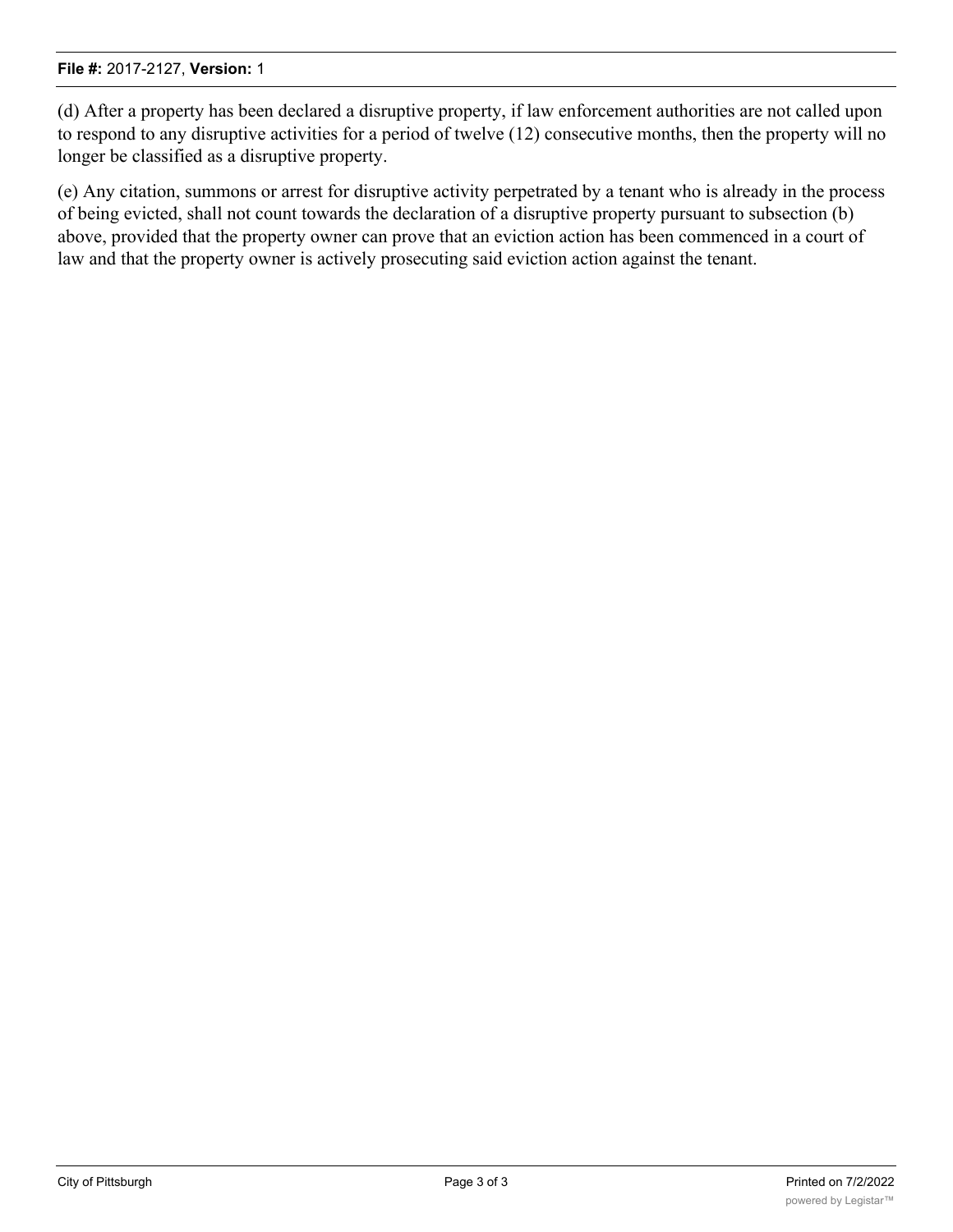(d) After a property has been declared a disruptive property, if law enforcement authorities are not called upon to respond to any disruptive activities for a period of twelve (12) consecutive months, then the property will no longer be classified as a disruptive property.

(e) Any citation, summons or arrest for disruptive activity perpetrated by a tenant who is already in the process of being evicted, shall not count towards the declaration of a disruptive property pursuant to subsection (b) above, provided that the property owner can prove that an eviction action has been commenced in a court of law and that the property owner is actively prosecuting said eviction action against the tenant.